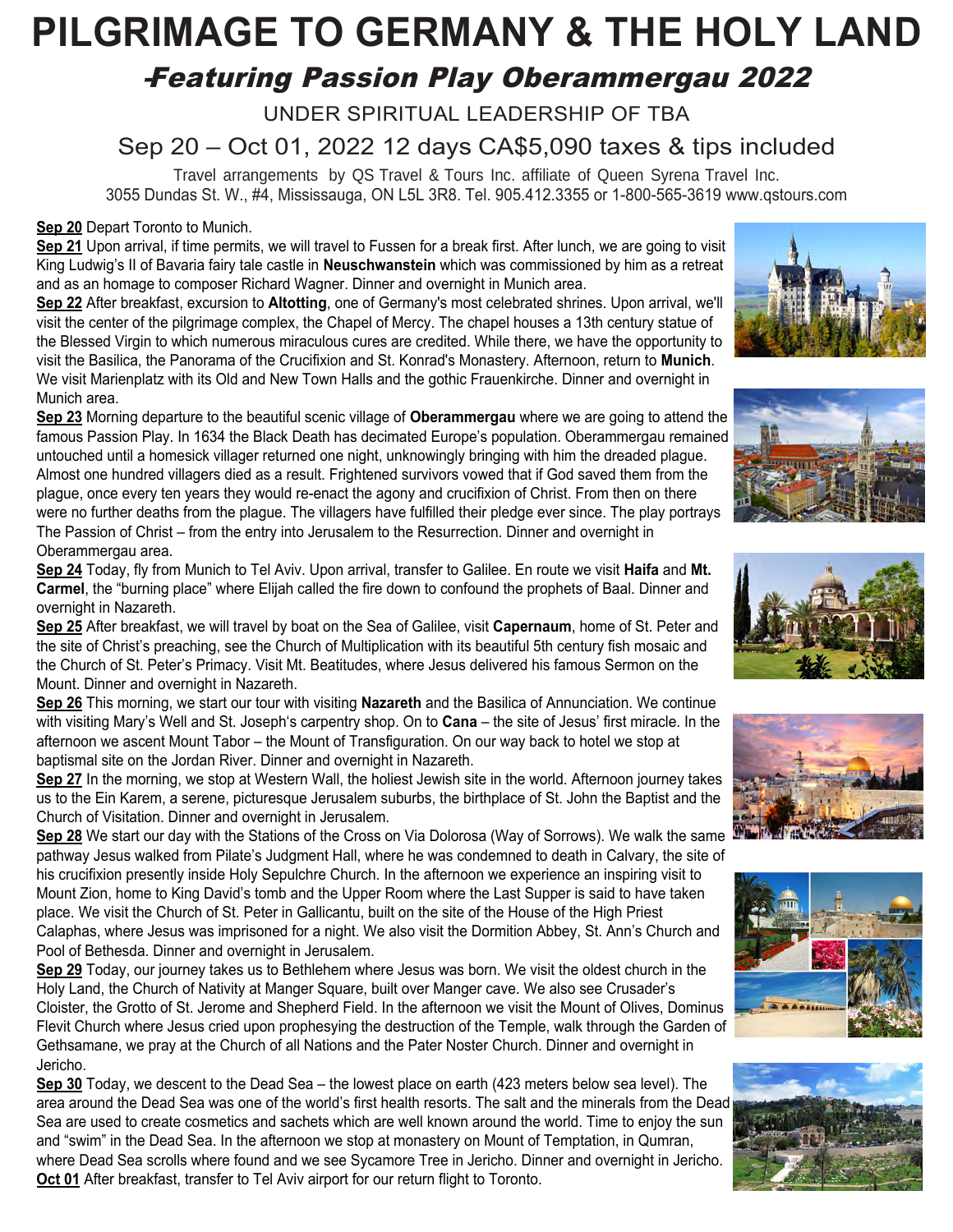# PILGRIMAGE TO GERMANY & THE HOLY LAND

## -Featuring Passion Play Oberammergau 2022

UNDER SPIRITUAL LEADERSHIP OF TBA

Sep 20 – Oct 01, 2022 12 days CA$5,090 taxes & tips included

Travel arrangements by QS Travel & Tours Inc. affiliate of Queen Syrena Travel Inc.
3055 Dundas St. W., #4, Mississauga, ON L5L 3R8. Tel. 905.412.3355 or 1-800-565-3619 www.qstours.com

**Sep 20** Depart Toronto to Munich.

**Sep 21** Upon arrival, if time permits, we will travel to Fussen for a break first. After lunch, we are going to visit King Ludwig's II of Bavaria fairy tale castle in **Neuschwanstein** which was commissioned by him as a retreat and as an homage to composer Richard Wagner. Dinner and overnight in Munich area.

**Sep 22** After breakfast, excursion to **Altotting**, one of Germany's most celebrated shrines. Upon arrival, we'll visit the center of the pilgrimage complex, the Chapel of Mercy. The chapel houses a 13th century statue of the Blessed Virgin to which numerous miraculous cures are credited. While there, we have the opportunity to visit the Basilica, the Panorama of the Crucifixion and St. Konrad's Monastery. Afternoon, return to **Munich**. We visit Marienplatz with its Old and New Town Halls and the gothic Frauenkirche. Dinner and overnight in Munich area.

**Sep 23** Morning departure to the beautiful scenic village of **Oberammergau** where we are going to attend the famous Passion Play. In 1634 the Black Death has decimated Europe's population. Oberammergau remained untouched until a homesick villager returned one night, unknowingly bringing with him the dreaded plague. Almost one hundred villagers died as a result. Frightened survivors vowed that if God saved them from the plague, once every ten years they would re-enact the agony and crucifixion of Christ. From then on there were no further deaths from the plague. The villagers have fulfilled their pledge ever since. The play portrays The Passion of Christ – from the entry into Jerusalem to the Resurrection. Dinner and overnight in Oberammergau area.

**Sep 24** Today, fly from Munich to Tel Aviv. Upon arrival, transfer to Galilee. En route we visit **Haifa** and **Mt. Carmel**, the "burning place" where Elijah called the fire down to confound the prophets of Baal. Dinner and overnight in Nazareth.

**Sep 25** After breakfast, we will travel by boat on the Sea of Galilee, visit **Capernaum**, home of St. Peter and the site of Christ's preaching, see the Church of Multiplication with its beautiful 5th century fish mosaic and the Church of St. Peter's Primacy. Visit Mt. Beatitudes, where Jesus delivered his famous Sermon on the Mount. Dinner and overnight in Nazareth.

**Sep 26** This morning, we start our tour with visiting **Nazareth** and the Basilica of Annunciation. We continue with visiting Mary's Well and St. Joseph's carpentry shop. On to **Cana** – the site of Jesus' first miracle. In the afternoon we ascent Mount Tabor – the Mount of Transfiguration. On our way back to hotel we stop at baptismal site on the Jordan River. Dinner and overnight in Nazareth.

**Sep 27** In the morning, we stop at Western Wall, the holiest Jewish site in the world. Afternoon journey takes us to the Ein Karem, a serene, picturesque Jerusalem suburbs, the birthplace of St. John the Baptist and the Church of Visitation. Dinner and overnight in Jerusalem.

**Sep 28** We start our day with the Stations of the Cross on Via Dolorosa (Way of Sorrows). We walk the same pathway Jesus walked from Pilate's Judgment Hall, where he was condemned to death in Calvary, the site of his crucifixion presently inside Holy Sepulchre Church. In the afternoon we experience an inspiring visit to Mount Zion, home to King David's tomb and the Upper Room where the Last Supper is said to have taken place. We visit the Church of St. Peter in Gallicantu, built on the site of the House of the High Priest Calaphas, where Jesus was imprisoned for a night. We also visit the Dormition Abbey, St. Ann's Church and Pool of Bethesda. Dinner and overnight in Jerusalem.

**Sep 29** Today, our journey takes us to Bethlehem where Jesus was born. We visit the oldest church in the Holy Land, the Church of Nativity at Manger Square, built over Manger cave. We also see Crusader's Cloister, the Grotto of St. Jerome and Shepherd Field. In the afternoon we visit the Mount of Olives, Dominus Flevit Church where Jesus cried upon prophesying the destruction of the Temple, walk through the Garden of Gethsamane, we pray at the Church of all Nations and the Pater Noster Church. Dinner and overnight in Jericho.

**Sep 30** Today, we descent to the Dead Sea – the lowest place on earth (423 meters below sea level). The area around the Dead Sea was one of the world's first health resorts. The salt and the minerals from the Dead Sea are used to create cosmetics and sachets which are well known around the world. Time to enjoy the sun and "swim" in the Dead Sea. In the afternoon we stop at monastery on Mount of Temptation, in Qumran, where Dead Sea scrolls where found and we see Sycamore Tree in Jericho. Dinner and overnight in Jericho.

**Oct 01** After breakfast, transfer to Tel Aviv airport for our return flight to Toronto.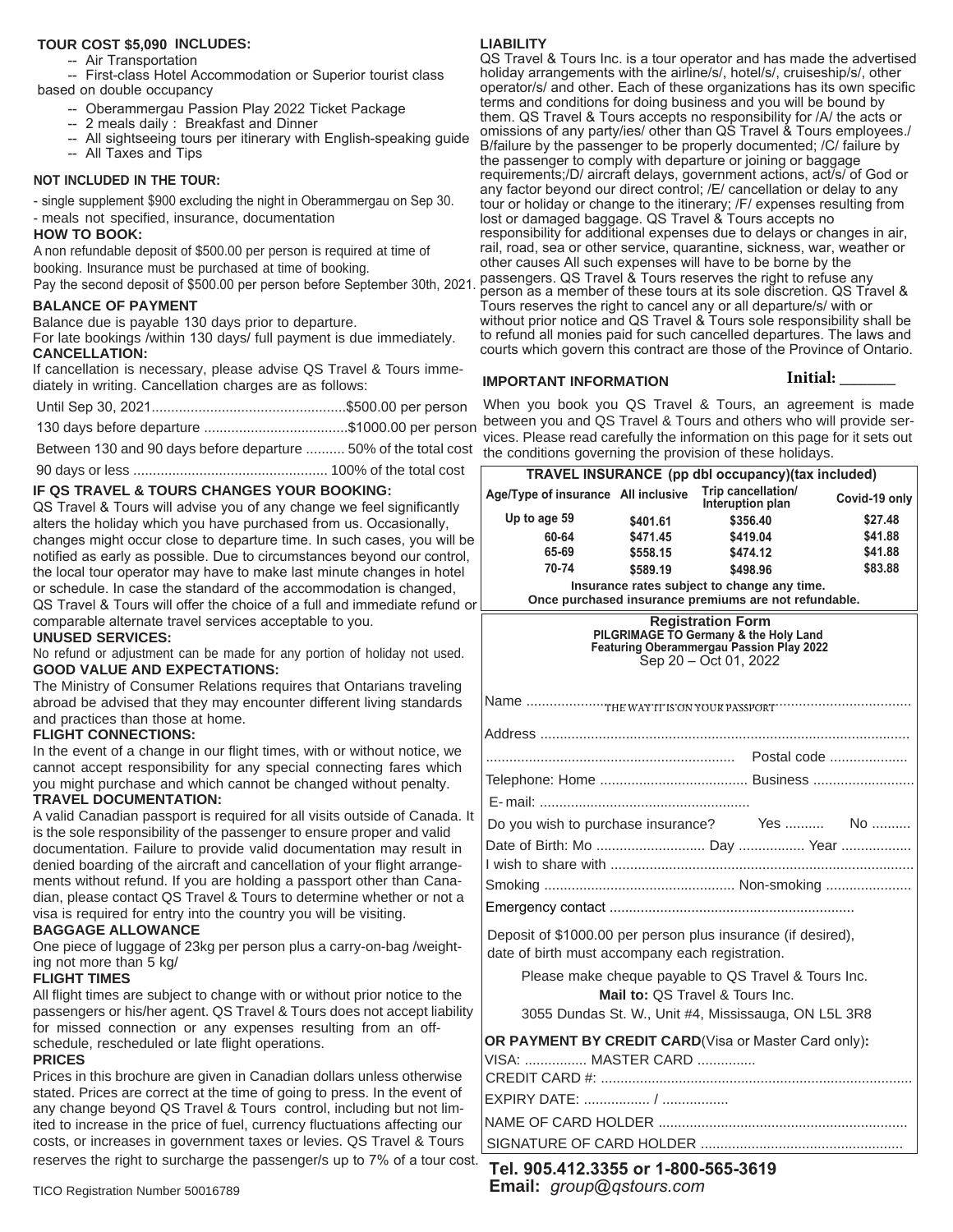**TOUR COST $5,090 INCLUDES:**

- Air Transportation
- First-class Hotel Accommodation or Superior tourist class based on double occupancy
- Oberammergau Passion Play 2022 Ticket Package
- 2 meals daily : Breakfast and Dinner
- All sightseeing tours per itinerary with English-speaking guide
- All Taxes and Tips

**NOT INCLUDED IN THE TOUR:**

- single supplement $900 excluding the night in Oberammergau on Sep 30.
- meals not specified, insurance, documentation

**HOW TO BOOK:**

A non refundable deposit of $500.00 per person is required at time of booking. Insurance must be purchased at time of booking.
Pay the second deposit of $500.00 per person before September 30th, 2021.

**BALANCE OF PAYMENT**

Balance due is payable 130 days prior to departure.
For late bookings /within 130 days/ full payment is due immediately.

**CANCELLATION:**

If cancellation is necessary, please advise QS Travel & Tours immediately in writing. Cancellation charges are as follows:

| | |
|---|---|
| Until Sep 30, 2021 | $500.00 per person |
| 130 days before departure | $1000.00 per person |
| Between 130 and 90 days before departure | 50% of the total cost |
| 90 days or less | 100% of the total cost |

**IF QS TRAVEL & TOURS CHANGES YOUR BOOKING:**

QS Travel & Tours will advise you of any change we feel significantly alters the holiday which you have purchased from us. Occasionally, changes might occur close to departure time. In such cases, you will be notified as early as possible. Due to circumstances beyond our control, the local tour operator may have to make last minute changes in hotel or schedule. In case the standard of the accommodation is changed, QS Travel & Tours will offer the choice of a full and immediate refund or comparable alternate travel services acceptable to you.

**UNUSED SERVICES:**

No refund or adjustment can be made for any portion of holiday not used.

**GOOD VALUE AND EXPECTATIONS:**

The Ministry of Consumer Relations requires that Ontarians traveling abroad be advised that they may encounter different living standards and practices than those at home.

**FLIGHT CONNECTIONS:**

In the event of a change in our flight times, with or without notice, we cannot accept responsibility for any special connecting fares which you might purchase and which cannot be changed without penalty.

**TRAVEL DOCUMENTATION:**

A valid Canadian passport is required for all visits outside of Canada. It is the sole responsibility of the passenger to ensure proper and valid documentation. Failure to provide valid documentation may result in denied boarding of the aircraft and cancellation of your flight arrangements without refund. If you are holding a passport other than Canadian, please contact QS Travel & Tours to determine whether or not a visa is required for entry into the country you will be visiting.

**BAGGAGE ALLOWANCE**

One piece of luggage of 23kg per person plus a carry-on-bag /weighting not more than 5 kg/

**FLIGHT TIMES**

All flight times are subject to change with or without prior notice to the passengers or his/her agent. QS Travel & Tours does not accept liability for missed connection or any expenses resulting from an off-schedule, rescheduled or late flight operations.

**PRICES**

Prices in this brochure are given in Canadian dollars unless otherwise stated. Prices are correct at the time of going to press. In the event of any change beyond QS Travel & Tours control, including but not limited to increase in the price of fuel, currency fluctuations affecting our costs, or increases in government taxes or levies. QS Travel & Tours reserves the right to surcharge the passenger/s up to 7% of a tour cost.

TICO Registration Number 50016789

**LIABILITY**

QS Travel & Tours Inc. is a tour operator and has made the advertised holiday arrangements with the airline/s/, hotel/s/, cruiseship/s/, other operator/s/ and other. Each of these organizations has its own specific terms and conditions for doing business and you will be bound by them. QS Travel & Tours accepts no responsibility for /A/ the acts or omissions of any party/ies/ other than QS Travel & Tours employees./ B/failure by the passenger to be properly documented; /C/ failure by the passenger to comply with departure or joining or baggage requirements;/D/ aircraft delays, government actions, act/s/ of God or any factor beyond our direct control; /E/ cancellation or delay to any tour or holiday or change to the itinerary; /F/ expenses resulting from lost or damaged baggage. QS Travel & Tours accepts no responsibility for additional expenses due to delays or changes in air, rail, road, sea or other service, quarantine, sickness, war, weather or other causes All such expenses will have to be borne by the passengers. QS Travel & Tours reserves the right to refuse any person as a member of these tours at its sole discretion. QS Travel & Tours reserves the right to cancel any or all departure/s/ with or without prior notice and QS Travel & Tours sole responsibility shall be to refund all monies paid for such cancelled departures. The laws and courts which govern this contract are those of the Province of Ontario.

**IMPORTANT INFORMATION** **Initial: _______**

When you book you QS Travel & Tours, an agreement is made between you and QS Travel & Tours and others who will provide services. Please read carefully the information on this page for it sets out the conditions governing the provision of these holidays.

**TRAVEL INSURANCE (pp dbl occupancy)(tax included)**

| Age/Type of insurance | All inclusive | Trip cancellation/ Interuption plan | Covid-19 only |
|---|---|---|---|
| Up to age 59 | $401.61 | $356.40 | $27.48 |
| 60-64 | $471.45 | $419.04 | $41.88 |
| 65-69 | $558.15 | $474.12 | $41.88 |
| 70-74 | $589.19 | $498.96 | $83.88 |

**Insurance rates subject to change any time.**
**Once purchased insurance premiums are not refundable.**

**Registration Form**
**PILGRIMAGE TO Germany & the Holy Land**
**Featuring Oberammergau Passion Play 2022**
Sep 20 – Oct 01, 2022

Name ........................ THE WAY IT IS ON YOUR PASSPORT ........................

Address ........................................................................

........................................ Postal code ....................

Telephone: Home ...................................... Business ..........................

E-mail: ......................................................

Do you wish to purchase insurance? Yes .......... No ..........

Date of Birth: Mo ............................ Day ................. Year ..................

I wish to share with ...............................................................

Smoking ................................................. Non-smoking ......................

Emergency contact ..............................................................

Deposit of $1000.00 per person plus insurance (if desired), date of birth must accompany each registration.

Please make cheque payable to QS Travel & Tours Inc.
**Mail to:** QS Travel & Tours Inc.
3055 Dundas St. W., Unit #4, Mississauga, ON L5L 3R8

**OR PAYMENT BY CREDIT CARD**(Visa or Master Card only)**:**

VISA: ................ MASTER CARD ...............

CREDIT CARD #: ..................................................................

EXPIRY DATE: ................. / .................

NAME OF CARD HOLDER ...............................................................

SIGNATURE OF CARD HOLDER ....................................................

**Tel. 905.412.3355 or 1-800-565-3619**
**Email:** *group@qstours.com*